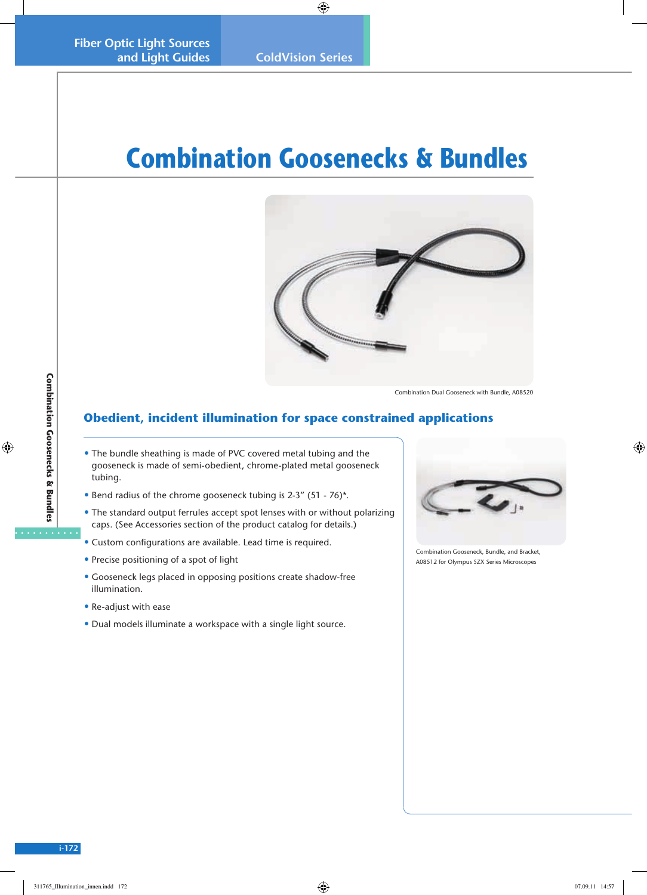# Combination Goosenecks & Bundles

Combination Dual Gooseneck with Bundle, A08520

## Obedient, incident illumination for space constrained applications

- The bundle sheathing is made of PVC covered metal tubing and the gooseneck is made of semi-obedient, chrome-plated metal gooseneck tubing.
- Bend radius of the chrome gooseneck tubing is 2-3" (51 - 76)*.
- The standard output ferrules accept spot lenses with or without polarizing caps. (See Accessories section of the product catalog for details.)
- Custom configurations are available. Lead time is required.
- Precise positioning of a spot of light
- Gooseneck legs placed in opposing positions create shadow-free illumination.
- Re-adjust with ease
- Dual models illuminate a workspace with a single light source.

Combination Gooseneck, Bundle, and Bracket, A08512 for Olympus SZX Series Microscopes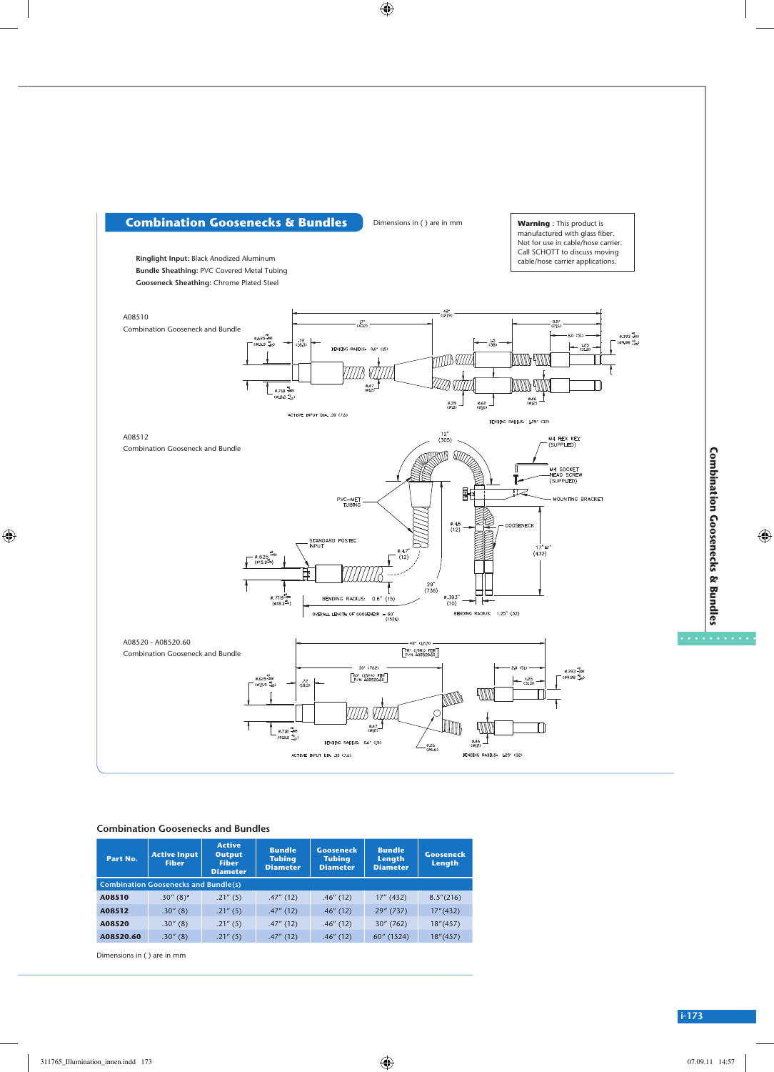## Combination Goosenecks & Bundles

Dimensions in ( ) are in mm

**Warning** : This product is manufactured with glass fiber. Not for use in cable/hose carrier. Call SCHOTT to discuss moving cable/hose carrier applications.

**Ringlight Input:** Black Anodized Aluminum
**Bundle Sheathing:** PVC Covered Metal Tubing
**Gooseneck Sheathing:** Chrome Plated Steel

A08510
Combination Gooseneck and Bundle

A08512
Combination Gooseneck and Bundle

A08520 - A08520.60
Combination Gooseneck and Bundle

### Combination Goosenecks and Bundles

| Part No. | Active Input Fiber | Active Output Fiber Diameter | Bundle Tubing Diameter | Gooseneck Tubing Diameter | Bundle Length Diameter | Gooseneck Length |
|---|---|---|---|---|---|---|
| Combination Goosenecks and Bundle(s) | | | | | | |
| **A08510** | .30" (8)* | .21" (5) | .47" (12) | .46" (12) | 17" (432) | 8.5"(216) |
| **A08512** | .30" (8) | .21" (5) | .47" (12) | .46" (12) | 29" (737) | 17"(432) |
| **A08520** | .30" (8) | .21" (5) | .47" (12) | .46" (12) | 30" (762) | 18"(457) |
| **A08520.60** | .30" (8) | .21" (5) | .47" (12) | .46" (12) | 60" (1524) | 18"(457) |

Dimensions in ( ) are in mm